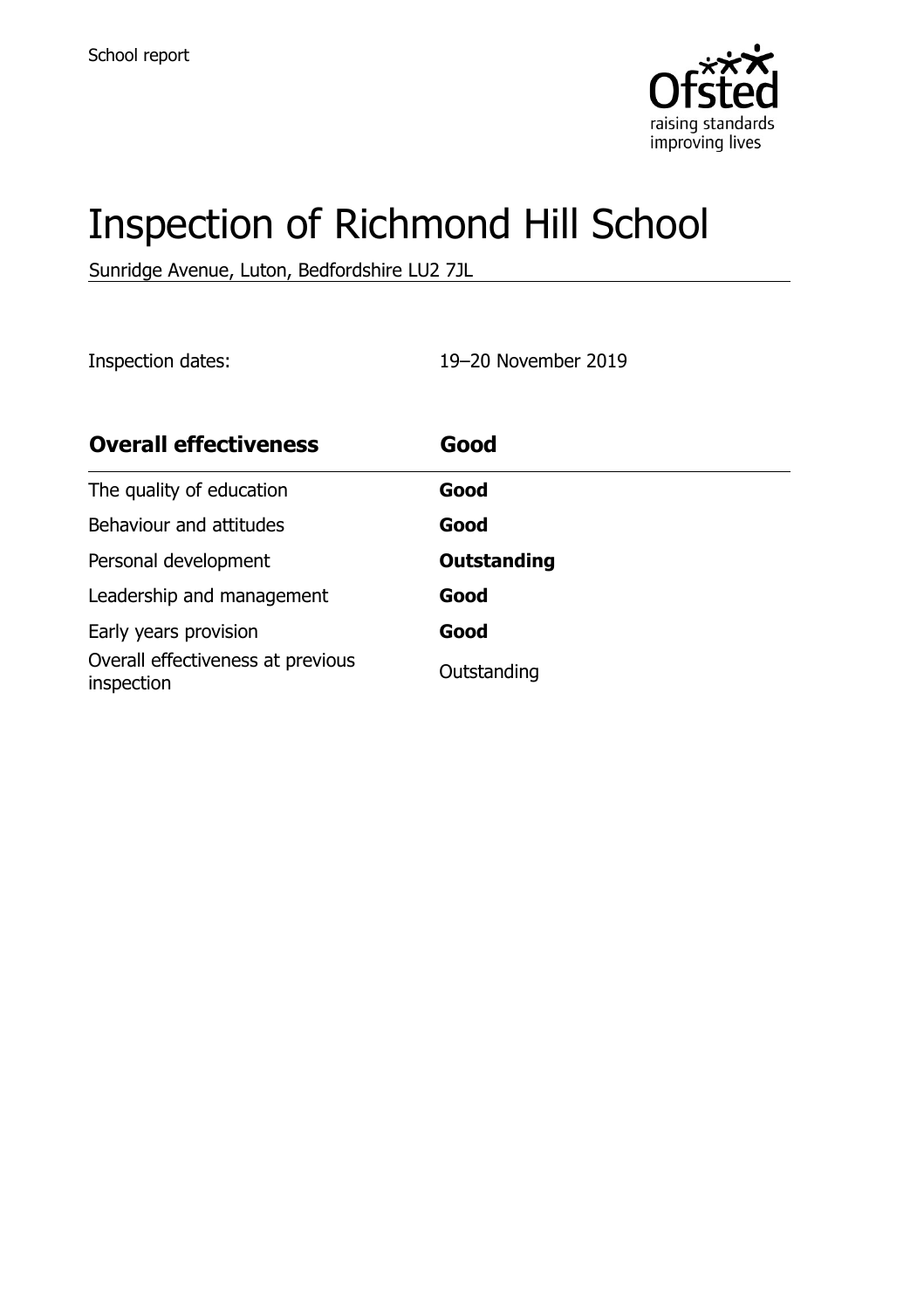School report

# Inspection of Richmond Hill School

Sunridge Avenue, Luton, Bedfordshire LU2 7JL

Inspection dates: 19–20 November 2019

| **Overall effectiveness** | **Good** |
| --- | --- |
| The quality of education | **Good** |
| Behaviour and attitudes | **Good** |
| Personal development | **Outstanding** |
| Leadership and management | **Good** |
| Early years provision | **Good** |
| Overall effectiveness at previous inspection | Outstanding |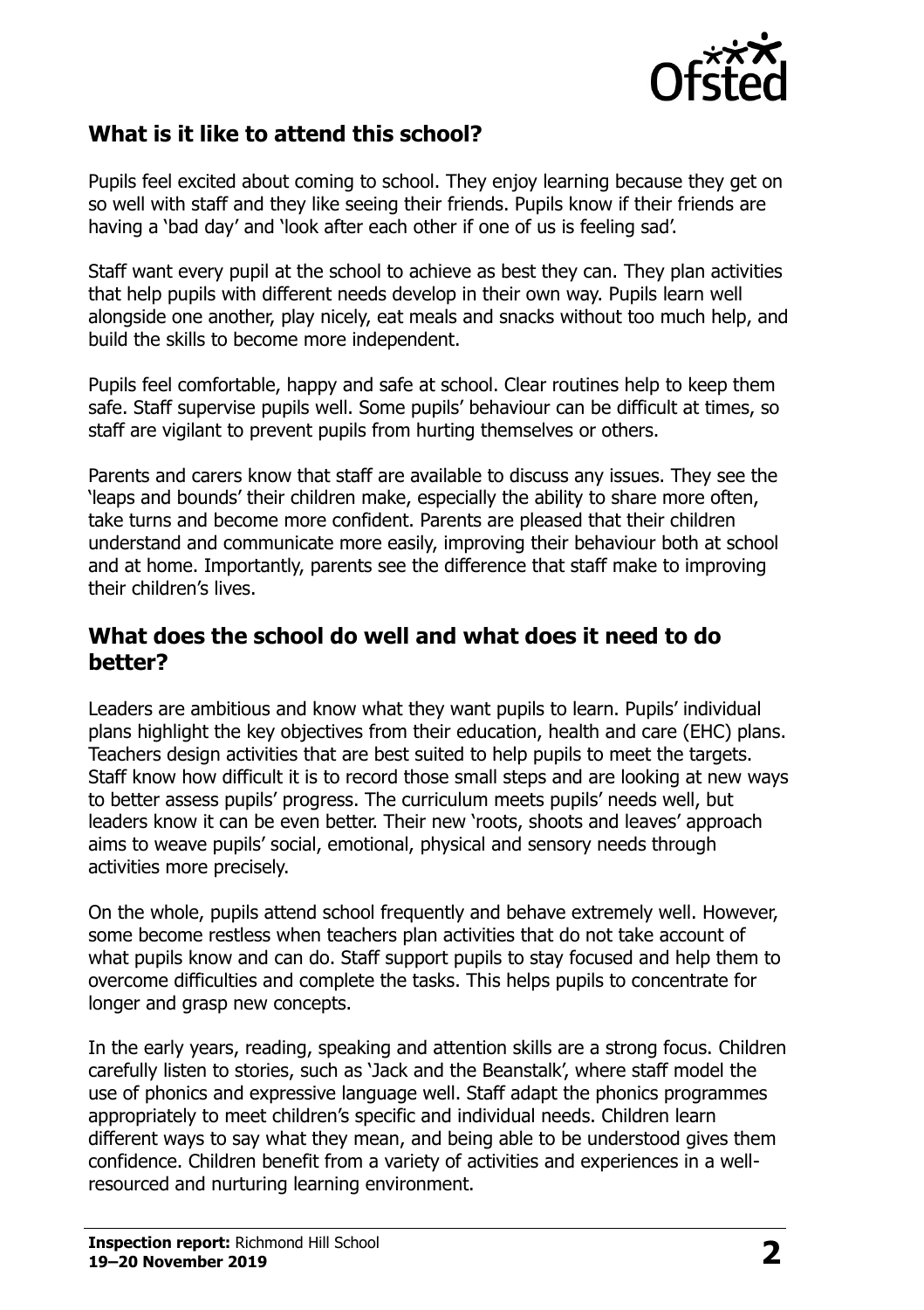## What is it like to attend this school?

Pupils feel excited about coming to school. They enjoy learning because they get on so well with staff and they like seeing their friends. Pupils know if their friends are having a 'bad day' and 'look after each other if one of us is feeling sad'.

Staff want every pupil at the school to achieve as best they can. They plan activities that help pupils with different needs develop in their own way. Pupils learn well alongside one another, play nicely, eat meals and snacks without too much help, and build the skills to become more independent.

Pupils feel comfortable, happy and safe at school. Clear routines help to keep them safe. Staff supervise pupils well. Some pupils' behaviour can be difficult at times, so staff are vigilant to prevent pupils from hurting themselves or others.

Parents and carers know that staff are available to discuss any issues. They see the 'leaps and bounds' their children make, especially the ability to share more often, take turns and become more confident. Parents are pleased that their children understand and communicate more easily, improving their behaviour both at school and at home. Importantly, parents see the difference that staff make to improving their children's lives.

## What does the school do well and what does it need to do better?

Leaders are ambitious and know what they want pupils to learn. Pupils' individual plans highlight the key objectives from their education, health and care (EHC) plans. Teachers design activities that are best suited to help pupils to meet the targets. Staff know how difficult it is to record those small steps and are looking at new ways to better assess pupils' progress. The curriculum meets pupils' needs well, but leaders know it can be even better. Their new 'roots, shoots and leaves' approach aims to weave pupils' social, emotional, physical and sensory needs through activities more precisely.

On the whole, pupils attend school frequently and behave extremely well. However, some become restless when teachers plan activities that do not take account of what pupils know and can do. Staff support pupils to stay focused and help them to overcome difficulties and complete the tasks. This helps pupils to concentrate for longer and grasp new concepts.

In the early years, reading, speaking and attention skills are a strong focus. Children carefully listen to stories, such as 'Jack and the Beanstalk', where staff model the use of phonics and expressive language well. Staff adapt the phonics programmes appropriately to meet children's specific and individual needs. Children learn different ways to say what they mean, and being able to be understood gives them confidence. Children benefit from a variety of activities and experiences in a well-resourced and nurturing learning environment.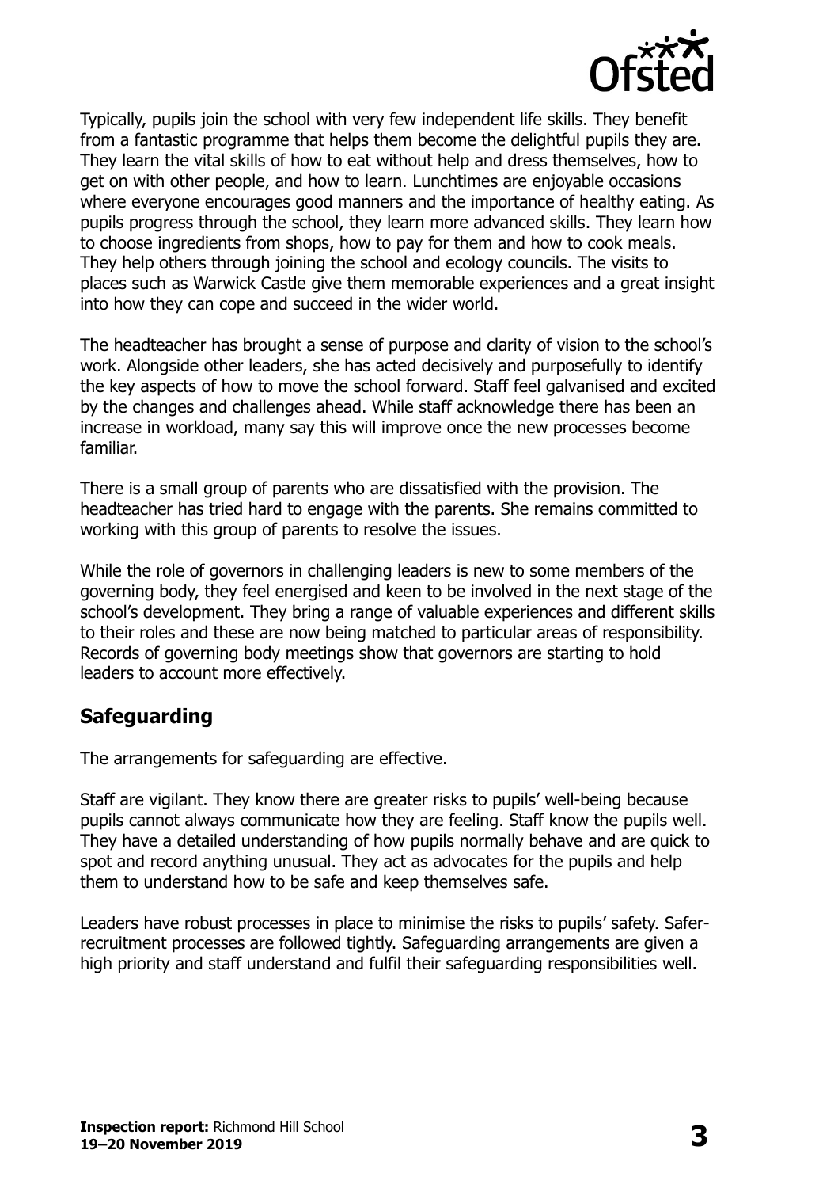Typically, pupils join the school with very few independent life skills. They benefit from a fantastic programme that helps them become the delightful pupils they are. They learn the vital skills of how to eat without help and dress themselves, how to get on with other people, and how to learn. Lunchtimes are enjoyable occasions where everyone encourages good manners and the importance of healthy eating. As pupils progress through the school, they learn more advanced skills. They learn how to choose ingredients from shops, how to pay for them and how to cook meals. They help others through joining the school and ecology councils. The visits to places such as Warwick Castle give them memorable experiences and a great insight into how they can cope and succeed in the wider world.

The headteacher has brought a sense of purpose and clarity of vision to the school's work. Alongside other leaders, she has acted decisively and purposefully to identify the key aspects of how to move the school forward. Staff feel galvanised and excited by the changes and challenges ahead. While staff acknowledge there has been an increase in workload, many say this will improve once the new processes become familiar.

There is a small group of parents who are dissatisfied with the provision. The headteacher has tried hard to engage with the parents. She remains committed to working with this group of parents to resolve the issues.

While the role of governors in challenging leaders is new to some members of the governing body, they feel energised and keen to be involved in the next stage of the school's development. They bring a range of valuable experiences and different skills to their roles and these are now being matched to particular areas of responsibility. Records of governing body meetings show that governors are starting to hold leaders to account more effectively.

## Safeguarding

The arrangements for safeguarding are effective.

Staff are vigilant. They know there are greater risks to pupils' well-being because pupils cannot always communicate how they are feeling. Staff know the pupils well. They have a detailed understanding of how pupils normally behave and are quick to spot and record anything unusual. They act as advocates for the pupils and help them to understand how to be safe and keep themselves safe.

Leaders have robust processes in place to minimise the risks to pupils' safety. Safer-recruitment processes are followed tightly. Safeguarding arrangements are given a high priority and staff understand and fulfil their safeguarding responsibilities well.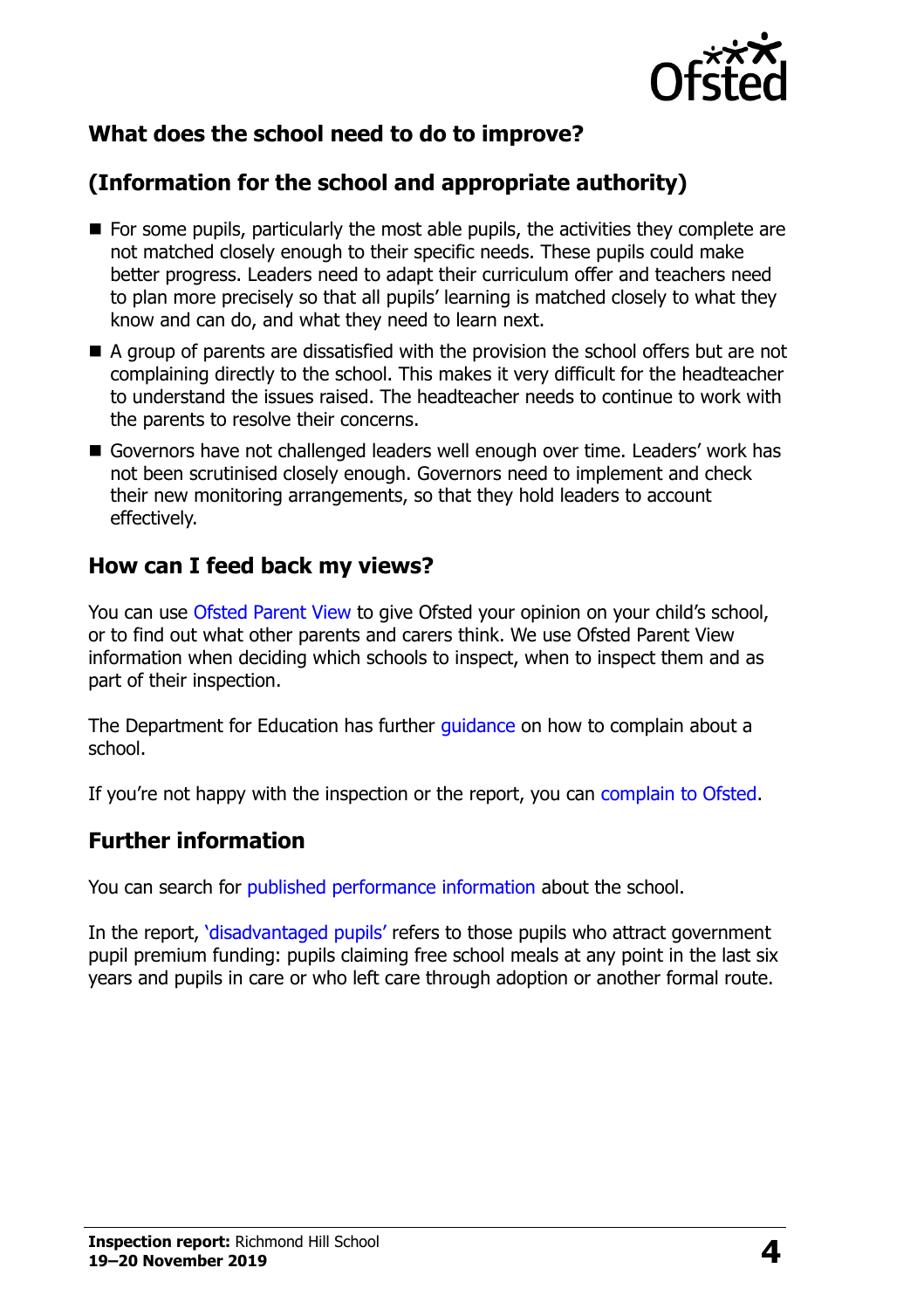## What does the school need to do to improve?

## (Information for the school and appropriate authority)

- For some pupils, particularly the most able pupils, the activities they complete are not matched closely enough to their specific needs. These pupils could make better progress. Leaders need to adapt their curriculum offer and teachers need to plan more precisely so that all pupils' learning is matched closely to what they know and can do, and what they need to learn next.
- A group of parents are dissatisfied with the provision the school offers but are not complaining directly to the school. This makes it very difficult for the headteacher to understand the issues raised. The headteacher needs to continue to work with the parents to resolve their concerns.
- Governors have not challenged leaders well enough over time. Leaders' work has not been scrutinised closely enough. Governors need to implement and check their new monitoring arrangements, so that they hold leaders to account effectively.

## How can I feed back my views?

You can use Ofsted Parent View to give Ofsted your opinion on your child's school, or to find out what other parents and carers think. We use Ofsted Parent View information when deciding which schools to inspect, when to inspect them and as part of their inspection.

The Department for Education has further guidance on how to complain about a school.

If you're not happy with the inspection or the report, you can complain to Ofsted.

## Further information

You can search for published performance information about the school.

In the report, 'disadvantaged pupils' refers to those pupils who attract government pupil premium funding: pupils claiming free school meals at any point in the last six years and pupils in care or who left care through adoption or another formal route.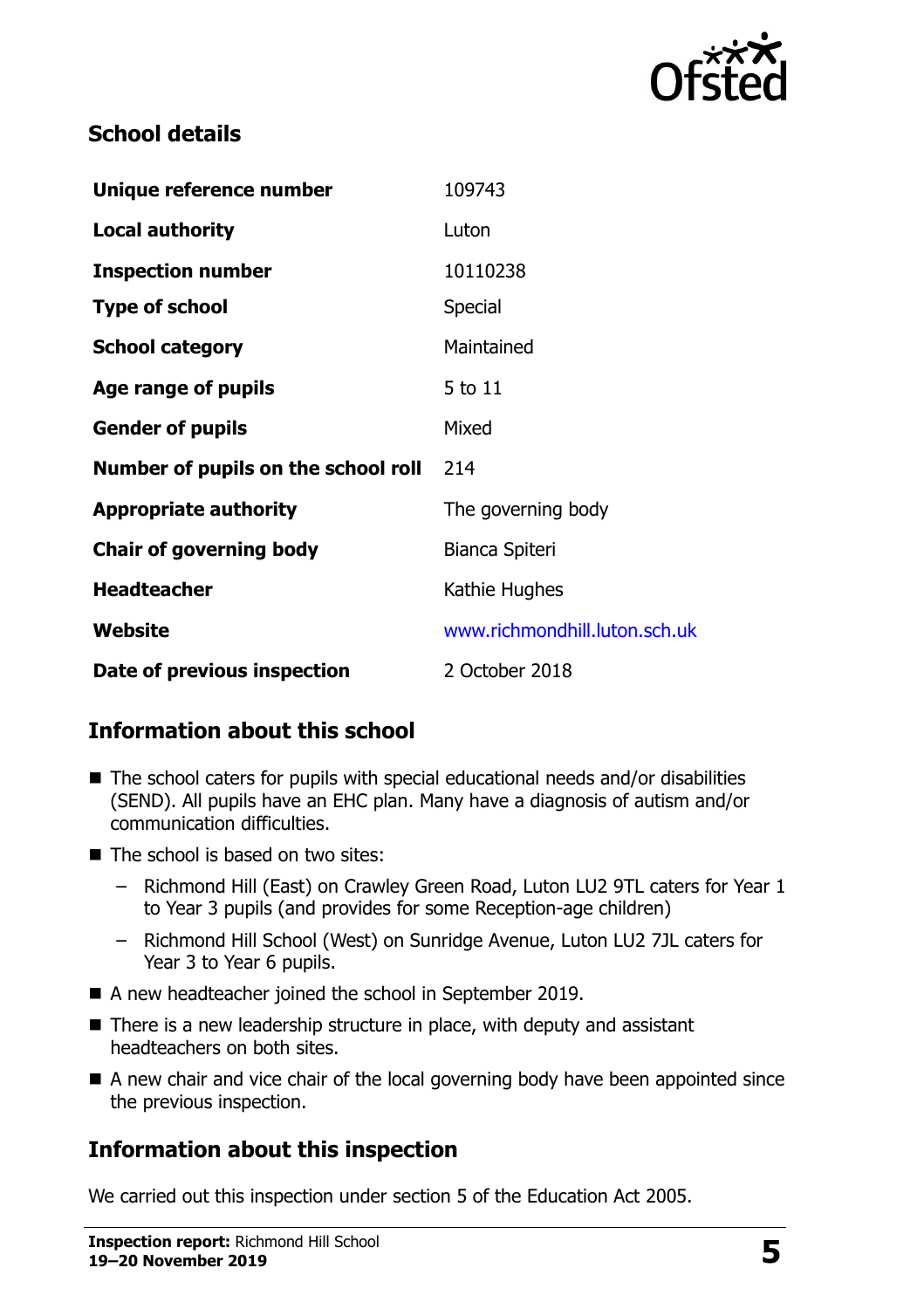## School details

| | |
|---|---|
| **Unique reference number** | 109743 |
| **Local authority** | Luton |
| **Inspection number** | 10110238 |
| **Type of school** | Special |
| **School category** | Maintained |
| **Age range of pupils** | 5 to 11 |
| **Gender of pupils** | Mixed |
| **Number of pupils on the school roll** | 214 |
| **Appropriate authority** | The governing body |
| **Chair of governing body** | Bianca Spiteri |
| **Headteacher** | Kathie Hughes |
| **Website** | www.richmondhill.luton.sch.uk |
| **Date of previous inspection** | 2 October 2018 |

## Information about this school

- The school caters for pupils with special educational needs and/or disabilities (SEND). All pupils have an EHC plan. Many have a diagnosis of autism and/or communication difficulties.
- The school is based on two sites:
  - Richmond Hill (East) on Crawley Green Road, Luton LU2 9TL caters for Year 1 to Year 3 pupils (and provides for some Reception-age children)
  - Richmond Hill School (West) on Sunridge Avenue, Luton LU2 7JL caters for Year 3 to Year 6 pupils.
- A new headteacher joined the school in September 2019.
- There is a new leadership structure in place, with deputy and assistant headteachers on both sites.
- A new chair and vice chair of the local governing body have been appointed since the previous inspection.

## Information about this inspection

We carried out this inspection under section 5 of the Education Act 2005.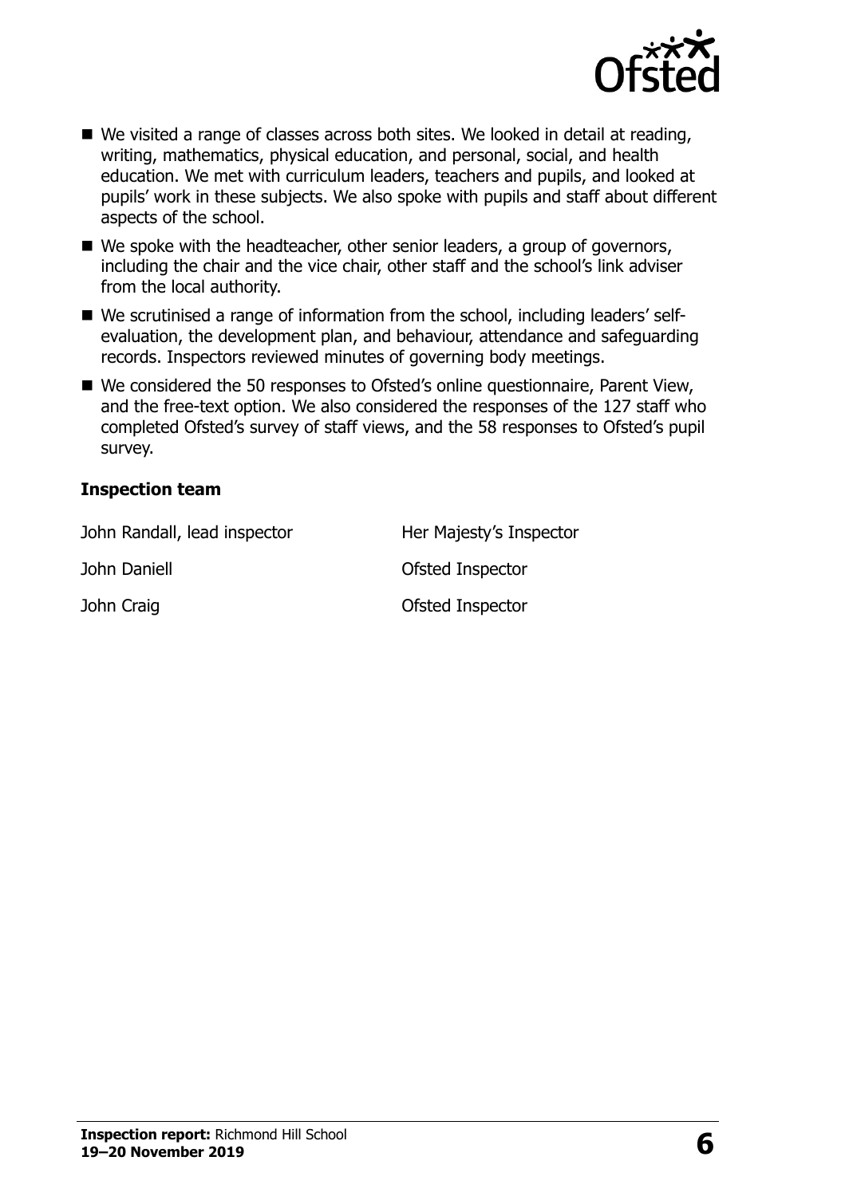- We visited a range of classes across both sites. We looked in detail at reading, writing, mathematics, physical education, and personal, social, and health education. We met with curriculum leaders, teachers and pupils, and looked at pupils' work in these subjects. We also spoke with pupils and staff about different aspects of the school.
- We spoke with the headteacher, other senior leaders, a group of governors, including the chair and the vice chair, other staff and the school's link adviser from the local authority.
- We scrutinised a range of information from the school, including leaders' self-evaluation, the development plan, and behaviour, attendance and safeguarding records. Inspectors reviewed minutes of governing body meetings.
- We considered the 50 responses to Ofsted's online questionnaire, Parent View, and the free-text option. We also considered the responses of the 127 staff who completed Ofsted's survey of staff views, and the 58 responses to Ofsted's pupil survey.

**Inspection team**

| | |
|---|---|
| John Randall, lead inspector | Her Majesty's Inspector |
| John Daniell | Ofsted Inspector |
| John Craig | Ofsted Inspector |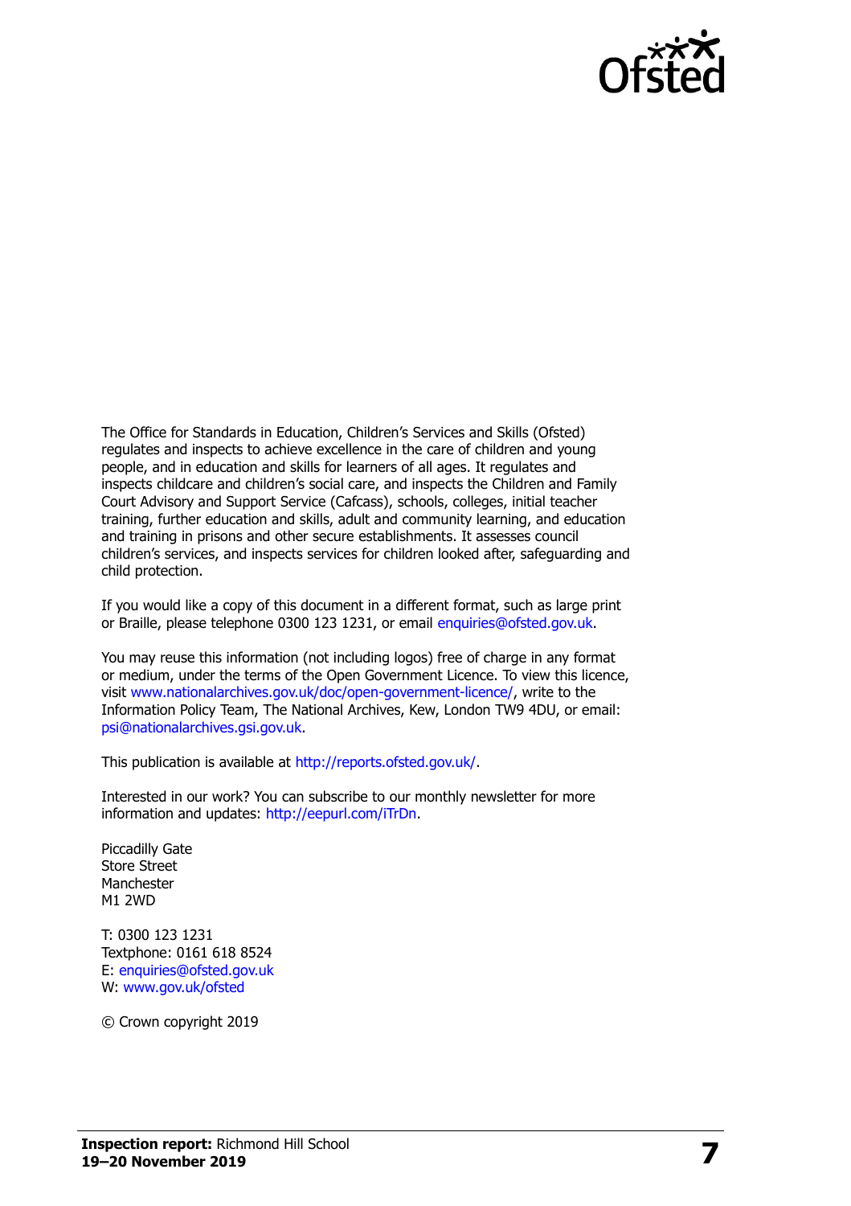The Office for Standards in Education, Children's Services and Skills (Ofsted) regulates and inspects to achieve excellence in the care of children and young people, and in education and skills for learners of all ages. It regulates and inspects childcare and children's social care, and inspects the Children and Family Court Advisory and Support Service (Cafcass), schools, colleges, initial teacher training, further education and skills, adult and community learning, and education and training in prisons and other secure establishments. It assesses council children's services, and inspects services for children looked after, safeguarding and child protection.

If you would like a copy of this document in a different format, such as large print or Braille, please telephone 0300 123 1231, or email enquiries@ofsted.gov.uk.

You may reuse this information (not including logos) free of charge in any format or medium, under the terms of the Open Government Licence. To view this licence, visit www.nationalarchives.gov.uk/doc/open-government-licence/, write to the Information Policy Team, The National Archives, Kew, London TW9 4DU, or email: psi@nationalarchives.gsi.gov.uk.

This publication is available at http://reports.ofsted.gov.uk/.

Interested in our work? You can subscribe to our monthly newsletter for more information and updates: http://eepurl.com/iTrDn.

Piccadilly Gate
Store Street
Manchester
M1 2WD

T: 0300 123 1231
Textphone: 0161 618 8524
E: enquiries@ofsted.gov.uk
W: www.gov.uk/ofsted

© Crown copyright 2019